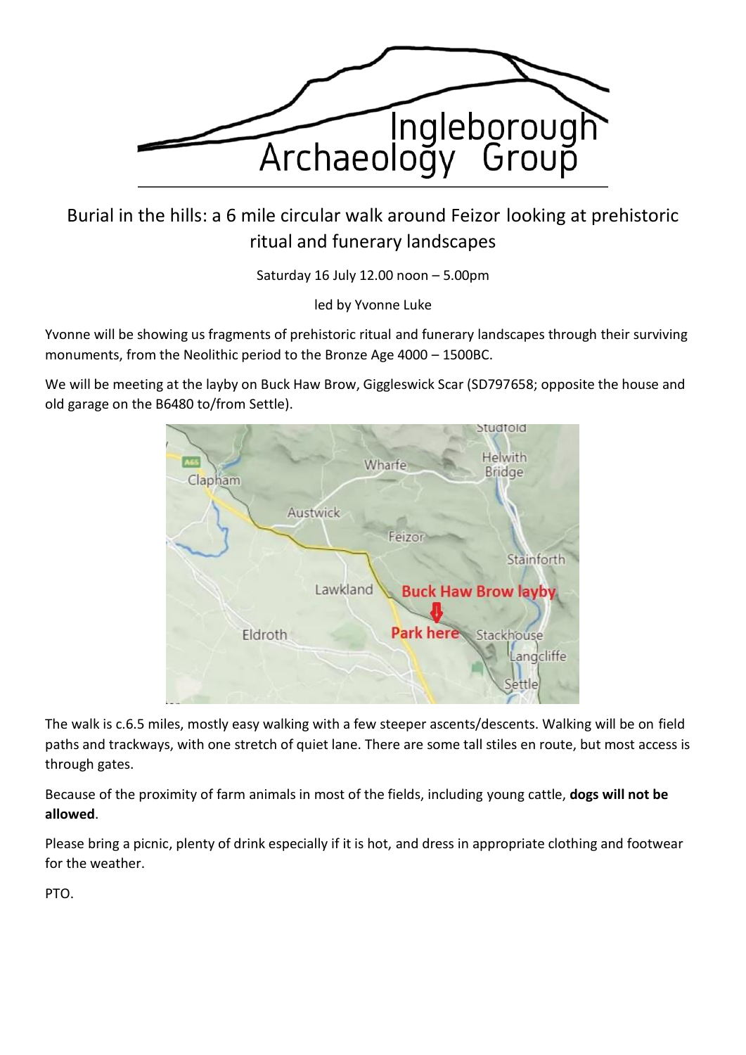Ingleborough Archaeology Group

# Burial in the hills: a 6 mile circular walk around Feizor looking at prehistoric ritual and funerary landscapes

Saturday 16 July 12.00 noon – 5.00pm

led by Yvonne Luke

Yvonne will be showing us fragments of prehistoric ritual and funerary landscapes through their surviving monuments, from the Neolithic period to the Bronze Age 4000 – 1500BC.

We will be meeting at the layby on Buck Haw Brow, Giggleswick Scar (SD797658; opposite the house and old garage on the B6480 to/from Settle).

The walk is c.6.5 miles, mostly easy walking with a few steeper ascents/descents. Walking will be on field paths and trackways, with one stretch of quiet lane. There are some tall stiles en route, but most access is through gates.

Because of the proximity of farm animals in most of the fields, including young cattle, **dogs will not be allowed**.

Please bring a picnic, plenty of drink especially if it is hot, and dress in appropriate clothing and footwear for the weather.

PTO.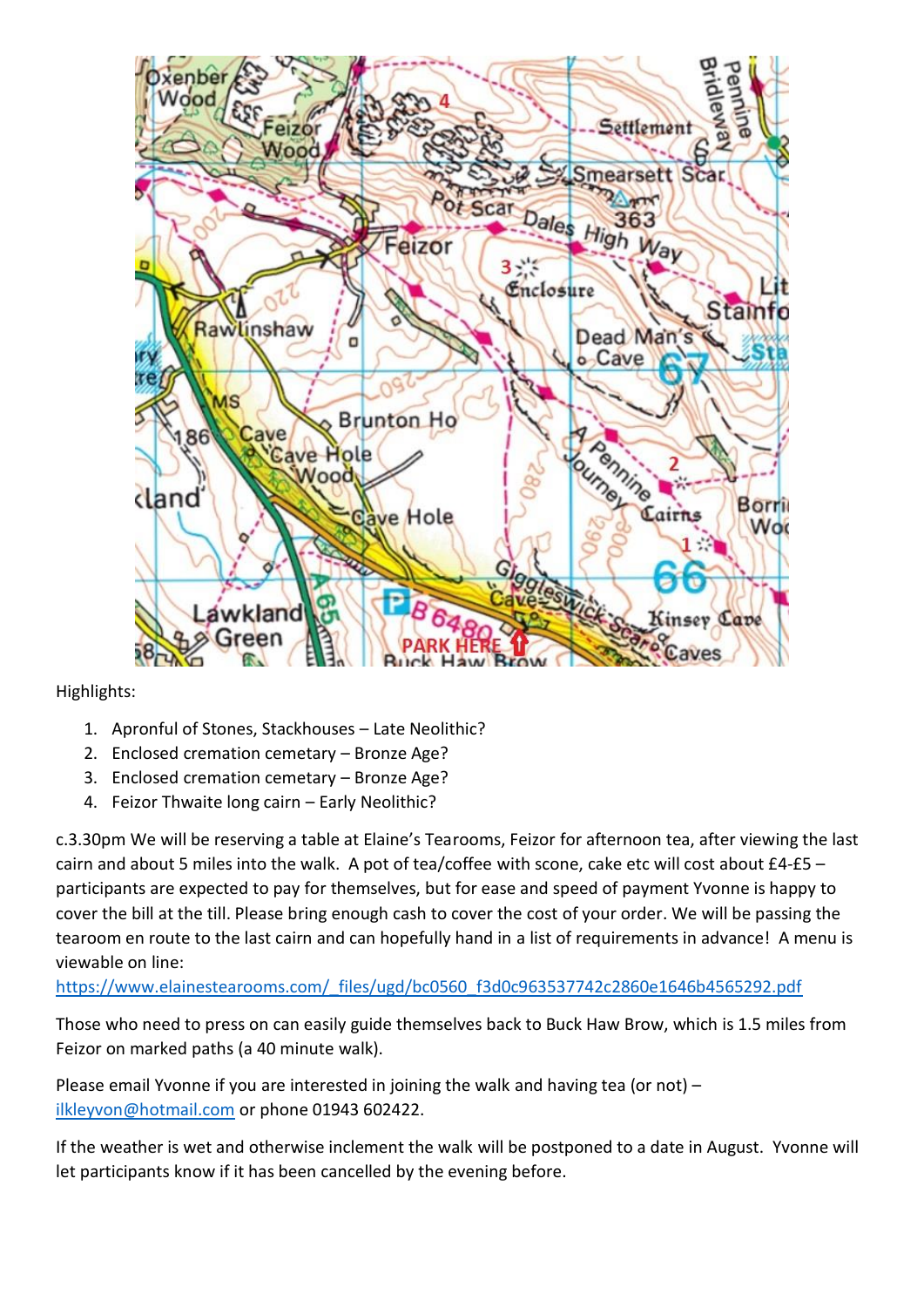Highlights:

1. Apronful of Stones, Stackhouses – Late Neolithic?
2. Enclosed cremation cemetary – Bronze Age?
3. Enclosed cremation cemetary – Bronze Age?
4. Feizor Thwaite long cairn – Early Neolithic?

c.3.30pm We will be reserving a table at Elaine's Tearooms, Feizor for afternoon tea, after viewing the last cairn and about 5 miles into the walk. A pot of tea/coffee with scone, cake etc will cost about £4-£5 – participants are expected to pay for themselves, but for ease and speed of payment Yvonne is happy to cover the bill at the till. Please bring enough cash to cover the cost of your order. We will be passing the tearoom en route to the last cairn and can hopefully hand in a list of requirements in advance! A menu is viewable on line: https://www.elainestearooms.com/_files/ugd/bc0560_f3d0c963537742c2860e1646b4565292.pdf

Those who need to press on can easily guide themselves back to Buck Haw Brow, which is 1.5 miles from Feizor on marked paths (a 40 minute walk).

Please email Yvonne if you are interested in joining the walk and having tea (or not) – ilkleyvon@hotmail.com or phone 01943 602422.

If the weather is wet and otherwise inclement the walk will be postponed to a date in August. Yvonne will let participants know if it has been cancelled by the evening before.